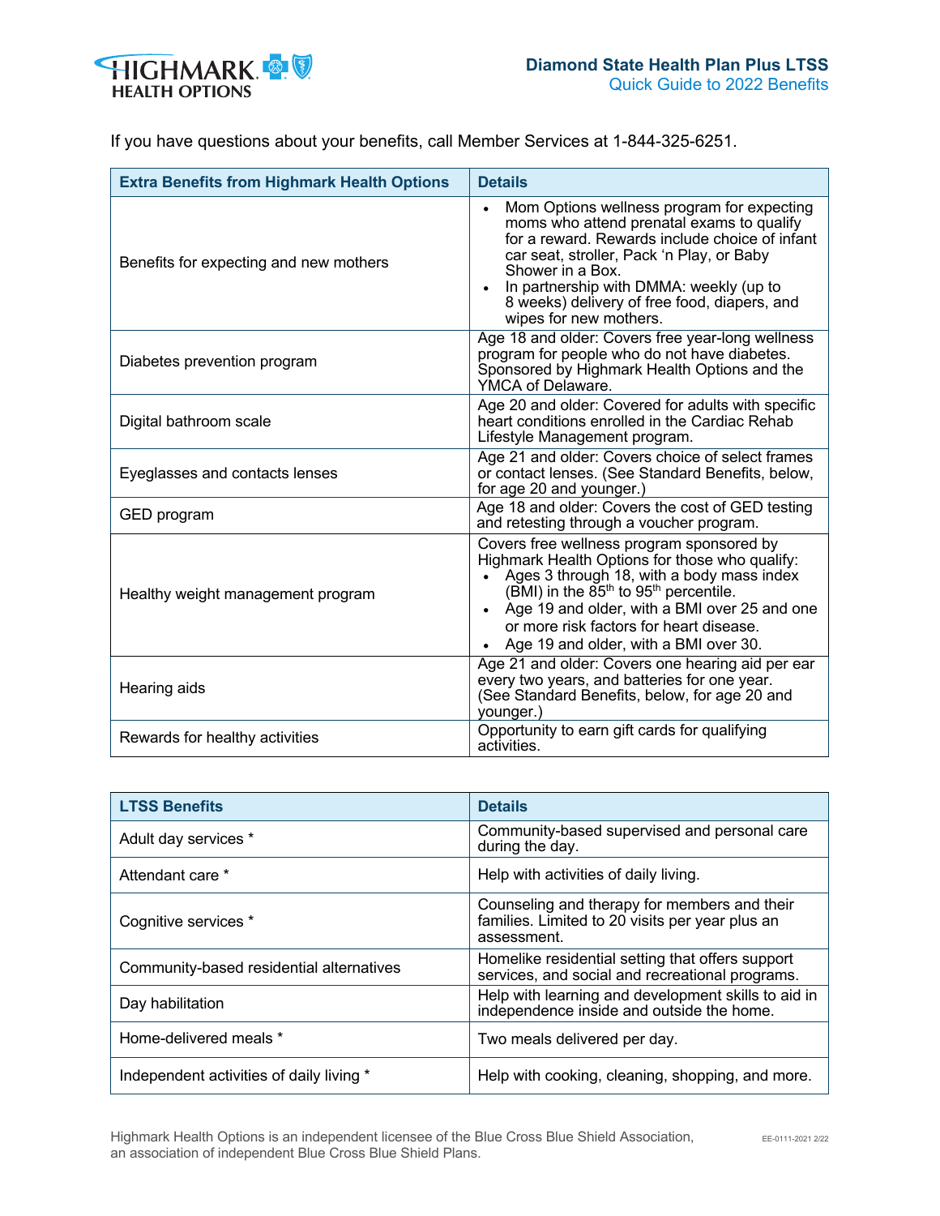# Diamond State Health Plan Plus LTSS

## Quick Guide to 2022 Benefits

If you have questions about your benefits, call Member Services at 1-844-325-6251.

| Extra Benefits from Highmark Health Options | Details |
|---|---|
| Benefits for expecting and new mothers | • Mom Options wellness program for expecting moms who attend prenatal exams to qualify for a reward. Rewards include choice of infant car seat, stroller, Pack 'n Play, or Baby Shower in a Box.<br>• In partnership with DMMA: weekly (up to 8 weeks) delivery of free food, diapers, and wipes for new mothers. |
| Diabetes prevention program | Age 18 and older: Covers free year-long wellness program for people who do not have diabetes. Sponsored by Highmark Health Options and the YMCA of Delaware. |
| Digital bathroom scale | Age 20 and older: Covered for adults with specific heart conditions enrolled in the Cardiac Rehab Lifestyle Management program. |
| Eyeglasses and contacts lenses | Age 21 and older: Covers choice of select frames or contact lenses. (See Standard Benefits, below, for age 20 and younger.) |
| GED program | Age 18 and older: Covers the cost of GED testing and retesting through a voucher program. |
| Healthy weight management program | Covers free wellness program sponsored by Highmark Health Options for those who qualify:<br>• Ages 3 through 18, with a body mass index (BMI) in the 85th to 95th percentile.<br>• Age 19 and older, with a BMI over 25 and one or more risk factors for heart disease.<br>• Age 19 and older, with a BMI over 30. |
| Hearing aids | Age 21 and older: Covers one hearing aid per ear every two years, and batteries for one year. (See Standard Benefits, below, for age 20 and younger.) |
| Rewards for healthy activities | Opportunity to earn gift cards for qualifying activities. |

| LTSS Benefits | Details |
|---|---|
| Adult day services * | Community-based supervised and personal care during the day. |
| Attendant care * | Help with activities of daily living. |
| Cognitive services * | Counseling and therapy for members and their families. Limited to 20 visits per year plus an assessment. |
| Community-based residential alternatives | Homelike residential setting that offers support services, and social and recreational programs. |
| Day habilitation | Help with learning and development skills to aid in independence inside and outside the home. |
| Home-delivered meals * | Two meals delivered per day. |
| Independent activities of daily living * | Help with cooking, cleaning, shopping, and more. |

Highmark Health Options is an independent licensee of the Blue Cross Blue Shield Association, an association of independent Blue Cross Blue Shield Plans.

EE-0111-2021 2/22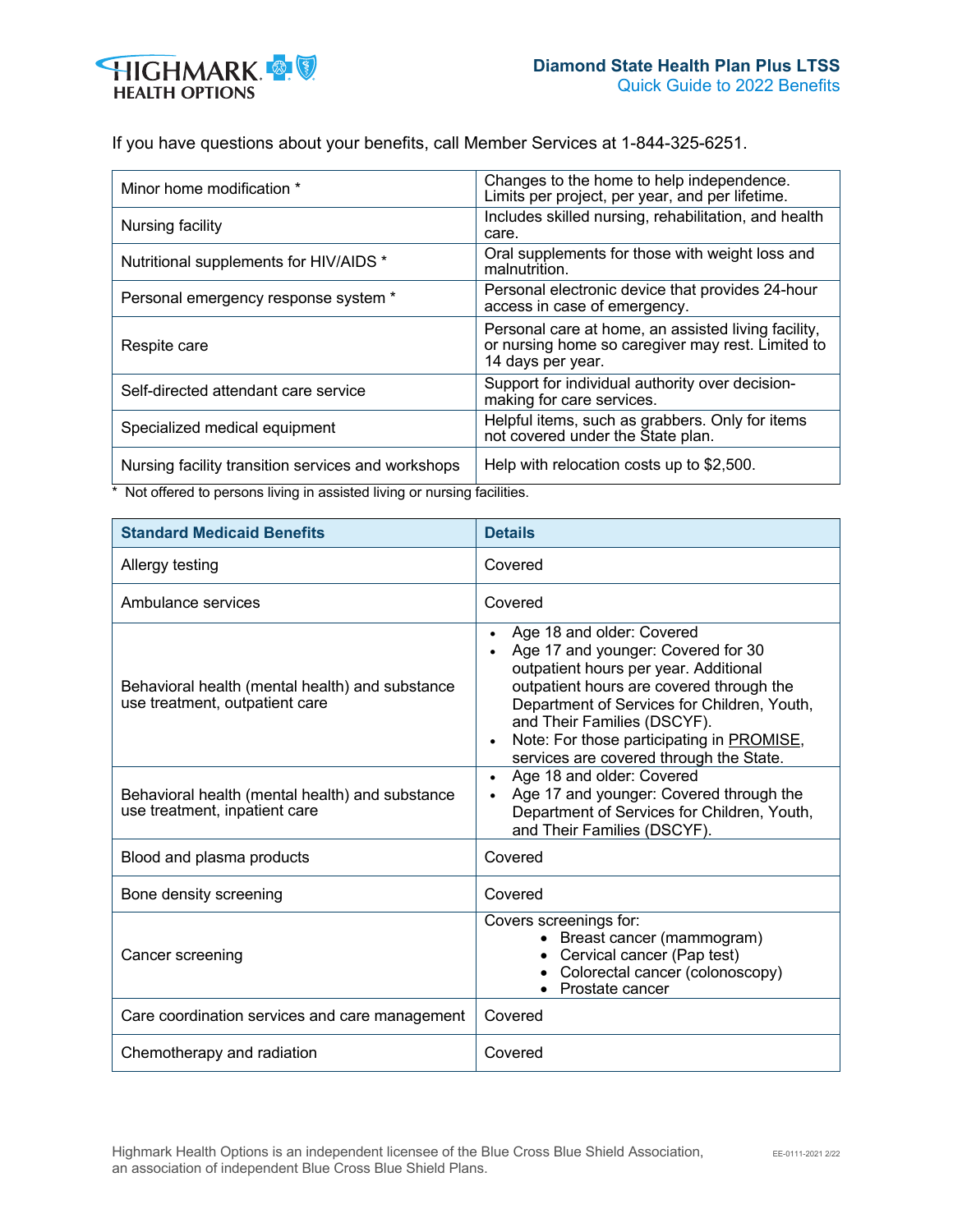If you have questions about your benefits, call Member Services at 1-844-325-6251.

| | |
|---|---|
| Minor home modification * | Changes to the home to help independence. Limits per project, per year, and per lifetime. |
| Nursing facility | Includes skilled nursing, rehabilitation, and health care. |
| Nutritional supplements for HIV/AIDS * | Oral supplements for those with weight loss and malnutrition. |
| Personal emergency response system * | Personal electronic device that provides 24-hour access in case of emergency. |
| Respite care | Personal care at home, an assisted living facility, or nursing home so caregiver may rest. Limited to 14 days per year. |
| Self-directed attendant care service | Support for individual authority over decision-making for care services. |
| Specialized medical equipment | Helpful items, such as grabbers. Only for items not covered under the State plan. |
| Nursing facility transition services and workshops | Help with relocation costs up to $2,500. |

* Not offered to persons living in assisted living or nursing facilities.

| Standard Medicaid Benefits | Details |
|---|---|
| Allergy testing | Covered |
| Ambulance services | Covered |
| Behavioral health (mental health) and substance use treatment, outpatient care | • Age 18 and older: Covered<br>• Age 17 and younger: Covered for 30 outpatient hours per year. Additional outpatient hours are covered through the Department of Services for Children, Youth, and Their Families (DSCYF).<br>• Note: For those participating in PROMISE, services are covered through the State. |
| Behavioral health (mental health) and substance use treatment, inpatient care | • Age 18 and older: Covered<br>• Age 17 and younger: Covered through the Department of Services for Children, Youth, and Their Families (DSCYF). |
| Blood and plasma products | Covered |
| Bone density screening | Covered |
| Cancer screening | Covers screenings for:<br>• Breast cancer (mammogram)<br>• Cervical cancer (Pap test)<br>• Colorectal cancer (colonoscopy)<br>• Prostate cancer |
| Care coordination services and care management | Covered |
| Chemotherapy and radiation | Covered |

Highmark Health Options is an independent licensee of the Blue Cross Blue Shield Association, an association of independent Blue Cross Blue Shield Plans.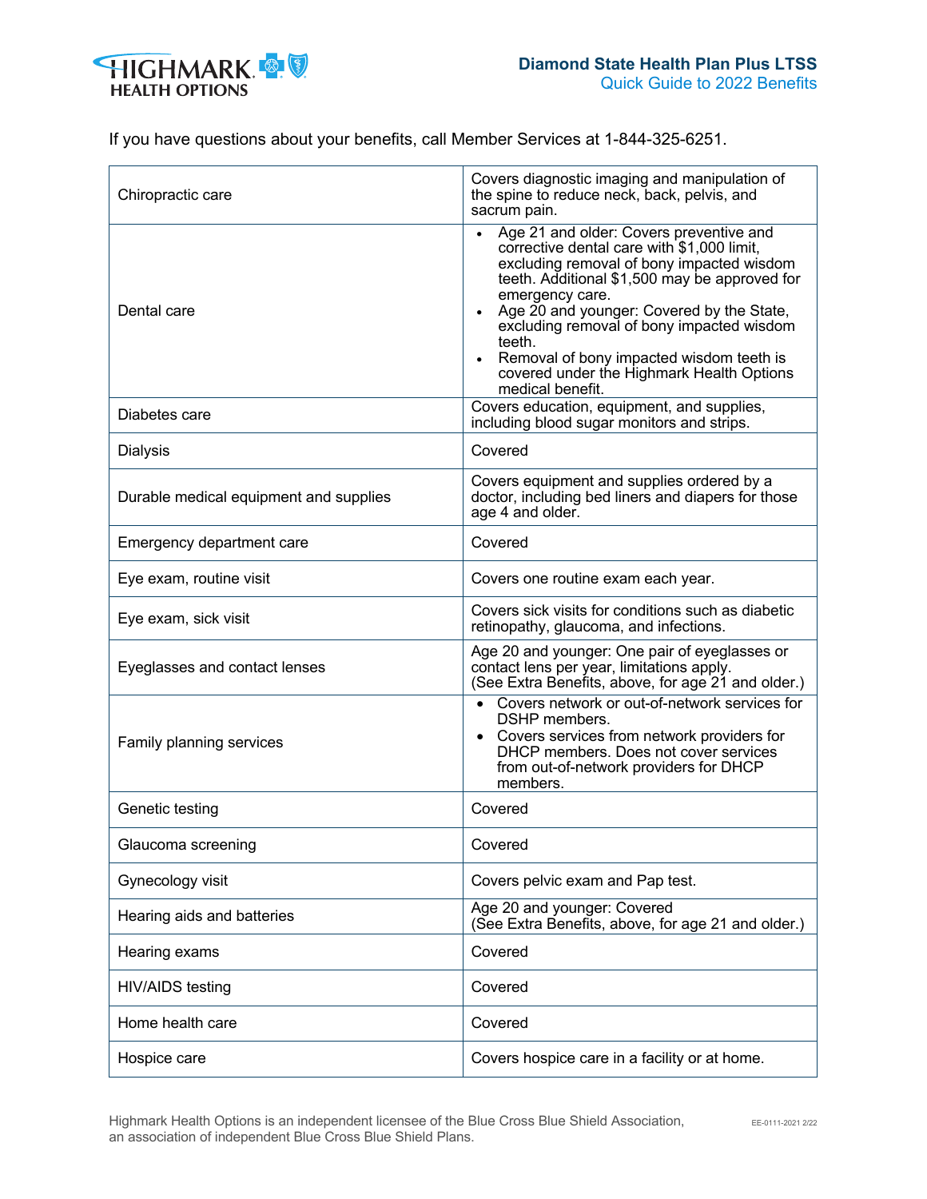If you have questions about your benefits, call Member Services at 1-844-325-6251.

| | |
|---|---|
| Chiropractic care | Covers diagnostic imaging and manipulation of the spine to reduce neck, back, pelvis, and sacrum pain. |
| Dental care | • Age 21 and older: Covers preventive and corrective dental care with $1,000 limit, excluding removal of bony impacted wisdom teeth. Additional $1,500 may be approved for emergency care.<br>• Age 20 and younger: Covered by the State, excluding removal of bony impacted wisdom teeth.<br>• Removal of bony impacted wisdom teeth is covered under the Highmark Health Options medical benefit. |
| Diabetes care | Covers education, equipment, and supplies, including blood sugar monitors and strips. |
| Dialysis | Covered |
| Durable medical equipment and supplies | Covers equipment and supplies ordered by a doctor, including bed liners and diapers for those age 4 and older. |
| Emergency department care | Covered |
| Eye exam, routine visit | Covers one routine exam each year. |
| Eye exam, sick visit | Covers sick visits for conditions such as diabetic retinopathy, glaucoma, and infections. |
| Eyeglasses and contact lenses | Age 20 and younger: One pair of eyeglasses or contact lens per year, limitations apply.<br>(See Extra Benefits, above, for age 21 and older.) |
| Family planning services | • Covers network or out-of-network services for DSHP members.<br>• Covers services from network providers for DHCP members. Does not cover services from out-of-network providers for DHCP members. |
| Genetic testing | Covered |
| Glaucoma screening | Covered |
| Gynecology visit | Covers pelvic exam and Pap test. |
| Hearing aids and batteries | Age 20 and younger: Covered<br>(See Extra Benefits, above, for age 21 and older.) |
| Hearing exams | Covered |
| HIV/AIDS testing | Covered |
| Home health care | Covered |
| Hospice care | Covers hospice care in a facility or at home. |

Highmark Health Options is an independent licensee of the Blue Cross Blue Shield Association, an association of independent Blue Cross Blue Shield Plans.

EE-0111-2021 2/22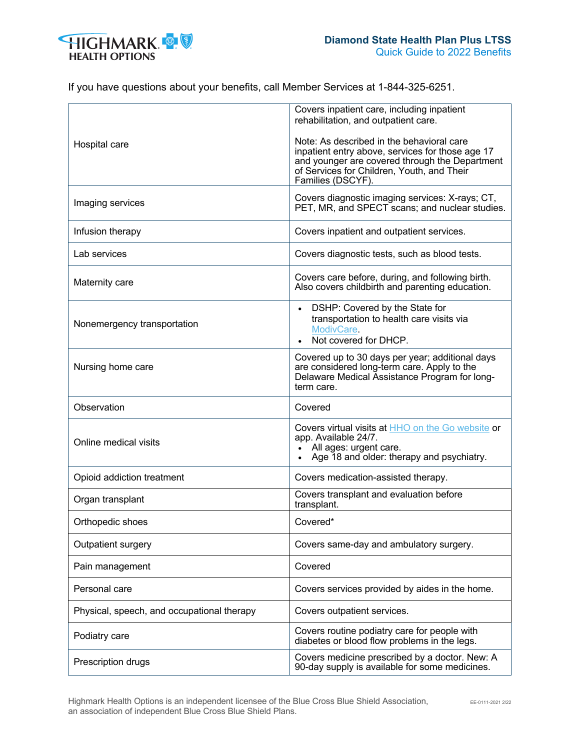If you have questions about your benefits, call Member Services at 1-844-325-6251.

| | |
|---|---|
| Hospital care | Covers inpatient care, including inpatient rehabilitation, and outpatient care.<br><br>Note: As described in the behavioral care inpatient entry above, services for those age 17 and younger are covered through the Department of Services for Children, Youth, and Their Families (DSCYF). |
| Imaging services | Covers diagnostic imaging services: X-rays; CT, PET, MR, and SPECT scans; and nuclear studies. |
| Infusion therapy | Covers inpatient and outpatient services. |
| Lab services | Covers diagnostic tests, such as blood tests. |
| Maternity care | Covers care before, during, and following birth. Also covers childbirth and parenting education. |
| Nonemergency transportation | • DSHP: Covered by the State for transportation to health care visits via ModivCare.<br>• Not covered for DHCP. |
| Nursing home care | Covered up to 30 days per year; additional days are considered long-term care. Apply to the Delaware Medical Assistance Program for long-term care. |
| Observation | Covered |
| Online medical visits | Covers virtual visits at HHO on the Go website or app. Available 24/7.<br>• All ages: urgent care.<br>• Age 18 and older: therapy and psychiatry. |
| Opioid addiction treatment | Covers medication-assisted therapy. |
| Organ transplant | Covers transplant and evaluation before transplant. |
| Orthopedic shoes | Covered* |
| Outpatient surgery | Covers same-day and ambulatory surgery. |
| Pain management | Covered |
| Personal care | Covers services provided by aides in the home. |
| Physical, speech, and occupational therapy | Covers outpatient services. |
| Podiatry care | Covers routine podiatry care for people with diabetes or blood flow problems in the legs. |
| Prescription drugs | Covers medicine prescribed by a doctor. New: A 90-day supply is available for some medicines. |

Highmark Health Options is an independent licensee of the Blue Cross Blue Shield Association, an association of independent Blue Cross Blue Shield Plans.

EE-0111-2021 2/22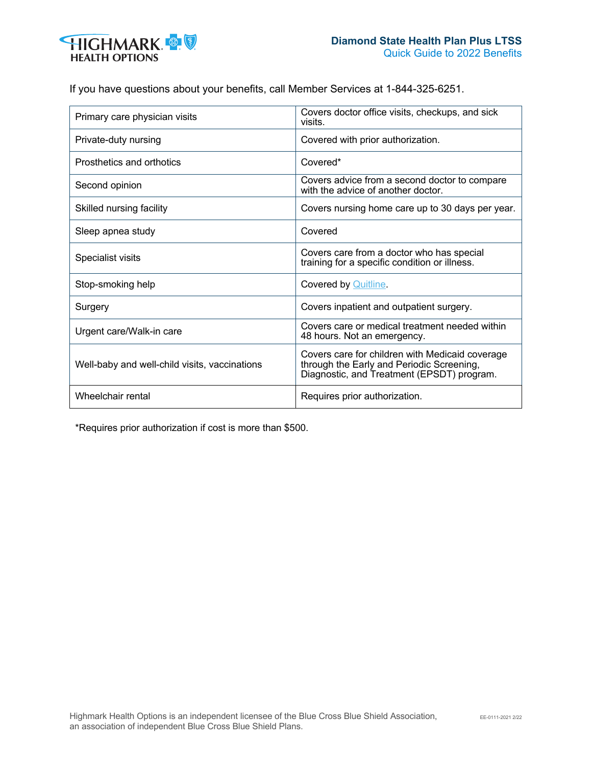If you have questions about your benefits, call Member Services at 1-844-325-6251.

| | |
|---|---|
| Primary care physician visits | Covers doctor office visits, checkups, and sick visits. |
| Private-duty nursing | Covered with prior authorization. |
| Prosthetics and orthotics | Covered* |
| Second opinion | Covers advice from a second doctor to compare with the advice of another doctor. |
| Skilled nursing facility | Covers nursing home care up to 30 days per year. |
| Sleep apnea study | Covered |
| Specialist visits | Covers care from a doctor who has special training for a specific condition or illness. |
| Stop-smoking help | Covered by Quitline. |
| Surgery | Covers inpatient and outpatient surgery. |
| Urgent care/Walk-in care | Covers care or medical treatment needed within 48 hours. Not an emergency. |
| Well-baby and well-child visits, vaccinations | Covers care for children with Medicaid coverage through the Early and Periodic Screening, Diagnostic, and Treatment (EPSDT) program. |
| Wheelchair rental | Requires prior authorization. |

*Requires prior authorization if cost is more than $500.

Highmark Health Options is an independent licensee of the Blue Cross Blue Shield Association, an association of independent Blue Cross Blue Shield Plans.

EE-0111-2021 2/22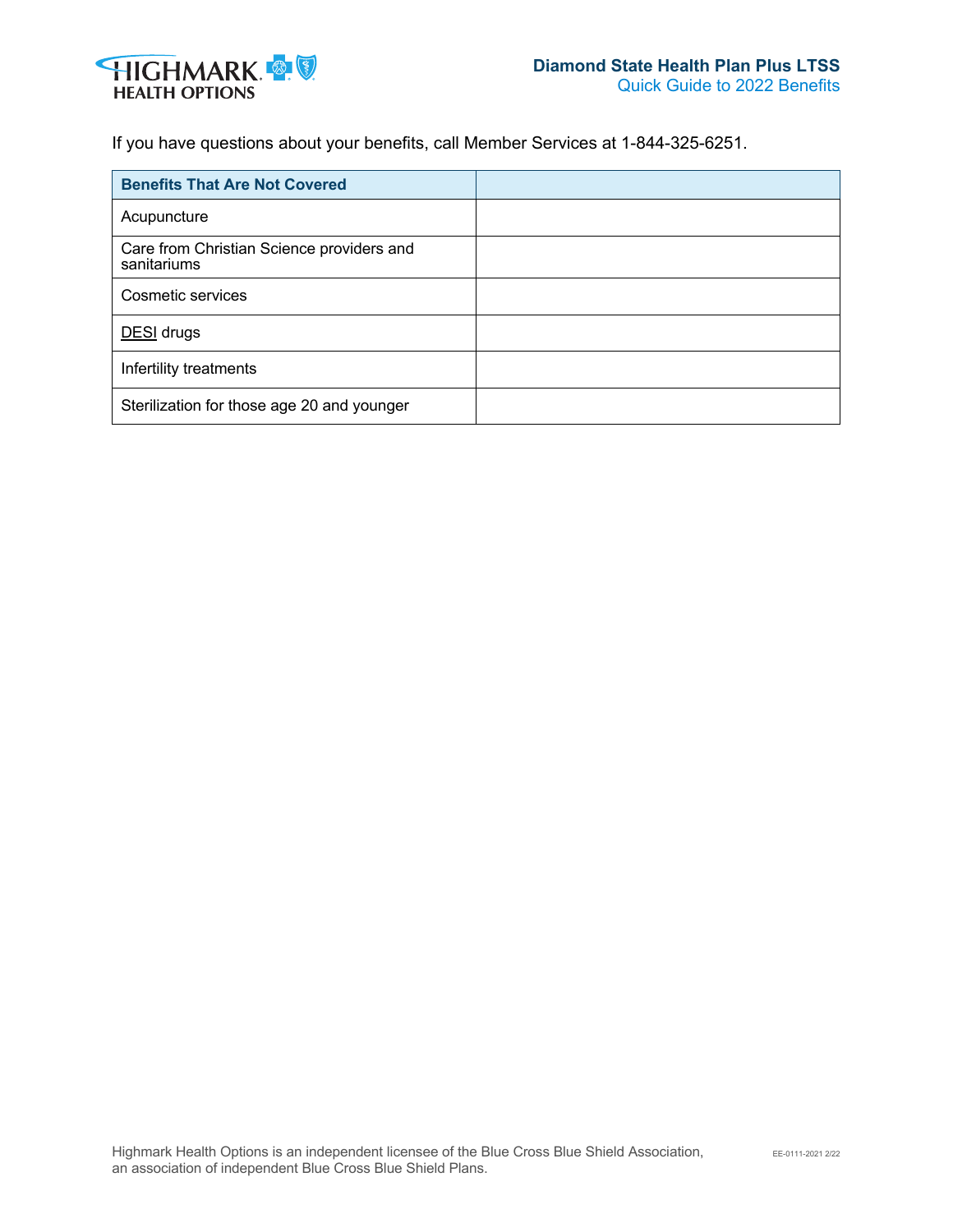If you have questions about your benefits, call Member Services at 1-844-325-6251.

| Benefits That Are Not Covered | |
|---|---|
| Acupuncture | |
| Care from Christian Science providers and sanitariums | |
| Cosmetic services | |
| DESI drugs | |
| Infertility treatments | |
| Sterilization for those age 20 and younger | |

Highmark Health Options is an independent licensee of the Blue Cross Blue Shield Association, an association of independent Blue Cross Blue Shield Plans.

EE-0111-2021 2/22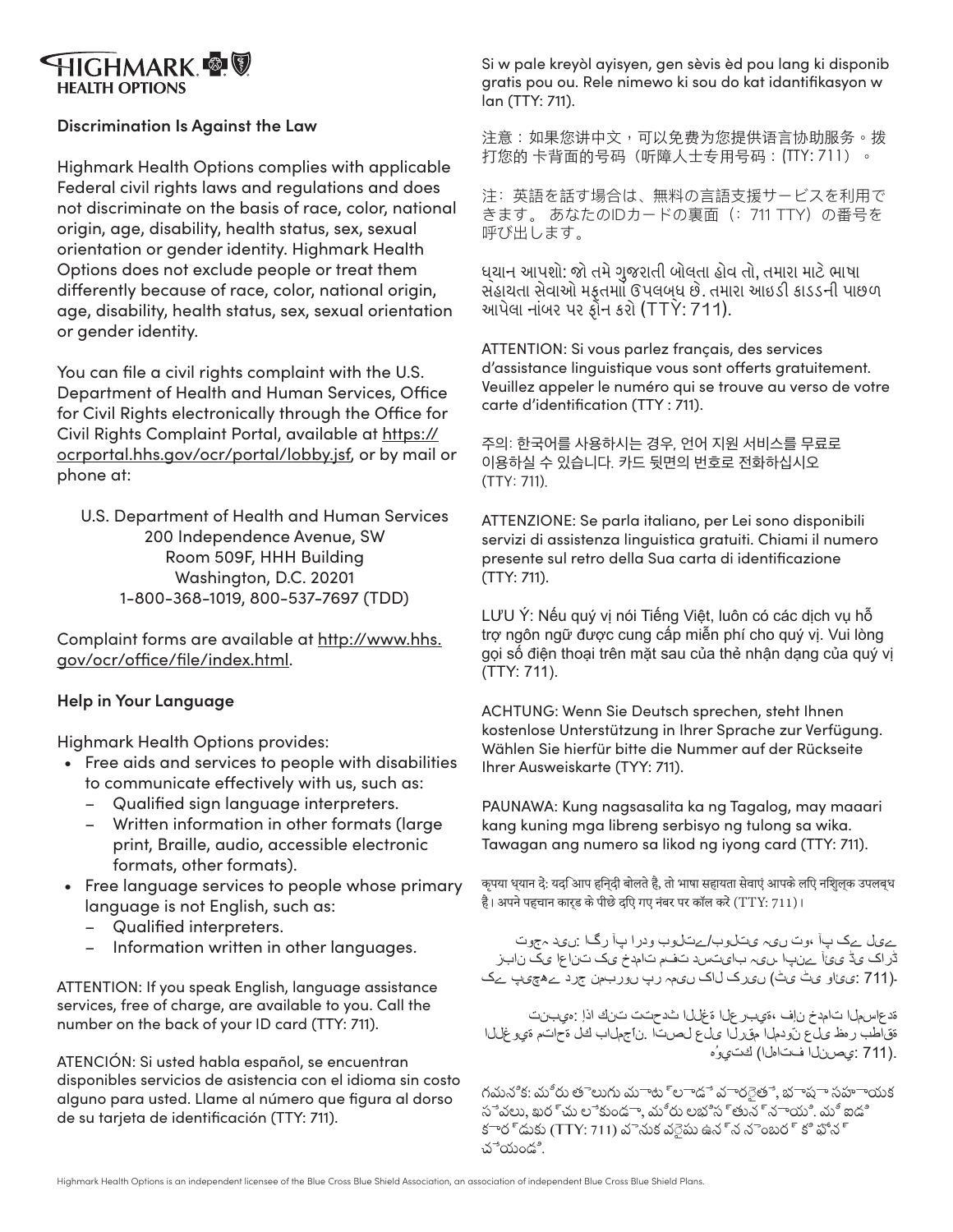HIGHMARK
HEALTH OPTIONS

### Discrimination Is Against the Law

Highmark Health Options complies with applicable Federal civil rights laws and regulations and does not discriminate on the basis of race, color, national origin, age, disability, health status, sex, sexual orientation or gender identity. Highmark Health Options does not exclude people or treat them differently because of race, color, national origin, age, disability, health status, sex, sexual orientation or gender identity.

You can file a civil rights complaint with the U.S. Department of Health and Human Services, Office for Civil Rights electronically through the Office for Civil Rights Complaint Portal, available at https://ocrportal.hhs.gov/ocr/portal/lobby.jsf, or by mail or phone at:

U.S. Department of Health and Human Services
200 Independence Avenue, SW
Room 509F, HHH Building
Washington, D.C. 20201
1-800-368-1019, 800-537-7697 (TDD)

Complaint forms are available at http://www.hhs.gov/ocr/office/file/index.html.

### Help in Your Language

Highmark Health Options provides:

- Free aids and services to people with disabilities to communicate effectively with us, such as:
  - Qualified sign language interpreters.
  - Written information in other formats (large print, Braille, audio, accessible electronic formats, other formats).
- Free language services to people whose primary language is not English, such as:
  - Qualified interpreters.
  - Information written in other languages.

ATTENTION: If you speak English, language assistance services, free of charge, are available to you. Call the number on the back of your ID card (TTY: 711).

ATENCIÓN: Si usted habla español, se encuentran disponibles servicios de asistencia con el idioma sin costo alguno para usted. Llame al número que figura al dorso de su tarjeta de identificación (TTY: 711).

Si w pale kreyòl ayisyen, gen sèvis èd pou lang ki disponib gratis pou ou. Rele nimewo ki sou do kat idantifikasyon w lan (TTY: 711).

注意：如果您讲中文，可以免费为您提供语言协助服务。拨打您的 卡背面的号码（听障人士专用号码：(TTY: 711）。

注：英語を話す場合は、無料の言語支援サービスを利用できます。 あなたのIDカードの裏面（： 711 TTY）の番号を呼び出します。

ધ્યાન આપશો: જો તમે ગુજરાતી બોલતા હોવ તો, તમારા માટે ભાષા સહાયતા સેવાઓ મફતમાં ઉપલબ્ધ છે. તમારા આઇડી કાર્ડની પાછળ આપેલા નંબર પર ફોન કરો (TTY: 711).

ATTENTION: Si vous parlez français, des services d'assistance linguistique vous sont offerts gratuitement. Veuillez appeler le numéro qui se trouve au verso de votre carte d'identification (TTY : 711).

주의: 한국어를 사용하시는 경우, 언어 지원 서비스를 무료로 이용하실 수 있습니다. 카드 뒷면의 번호로 전화하십시오 (TTY: 711).

ATTENZIONE: Se parla italiano, per Lei sono disponibili servizi di assistenza linguistica gratuiti. Chiami il numero presente sul retro della Sua carta di identificazione (TTY: 711).

LƯU Ý: Nếu quý vị nói Tiếng Việt, luôn có các dịch vụ hỗ trợ ngôn ngữ được cung cấp miễn phí cho quý vị. Vui lòng gọi số điện thoại trên mặt sau của thẻ nhận dạng của quý vị (TTY: 711).

ACHTUNG: Wenn Sie Deutsch sprechen, steht Ihnen kostenlose Unterstützung in Ihrer Sprache zur Verfügung. Wählen Sie hierfür bitte die Nummer auf der Rückseite Ihrer Ausweiskarte (TYY: 711).

PAUNAWA: Kung nagsasalita ka ng Tagalog, may maaari kang kuning mga libreng serbisyo ng tulong sa wika. Tawagan ang numero sa likod ng iyong card (TTY: 711).

कृपया ध्यान दें: यदि आप हिन्दी बोलते है, तो भाषा सहायता सेवाएं आपके लिए निशुल्क उपलब्ध है। अपने पहचान कार्ड के पीछे दिए गए नंबर पर कॉल करें (TTY: 711)।

توجہ دیں: اگر آپ اردو بولتے/بولتی ہیں تو، آپ کے لیے زبان کی اعانت کی خدمات مفت دستیاب ہیں۔ اپنے آئی ڈی کارڈ کے پچھلے جانب نمبر پر کال کریں (ٹی ٹی وائی: 711)۔

تنبيه: إذا كنت تتحدث اللغة العربية، فإن خدمات المساعدة اللغوية متاحة لك بالمجان. اتصل على الرقم المدوّن على ظهر بطاقة هُويتك (الهاتف النصي: 711).

గమనిక: మీరు తెలుగు మాట్లాడే వారైతే, భాషా సహాయక సేవలు, ఖర్చు లేకుండా, మీరు లభిస్తున్నాయి. మీ ఐడి కార్డుకు (TTY: 711) వెనుక వైపు ఉన్న నంబర్ కి ఫోన్ చేయండి.

Highmark Health Options is an independent licensee of the Blue Cross Blue Shield Association, an association of independent Blue Cross Blue Shield Plans.